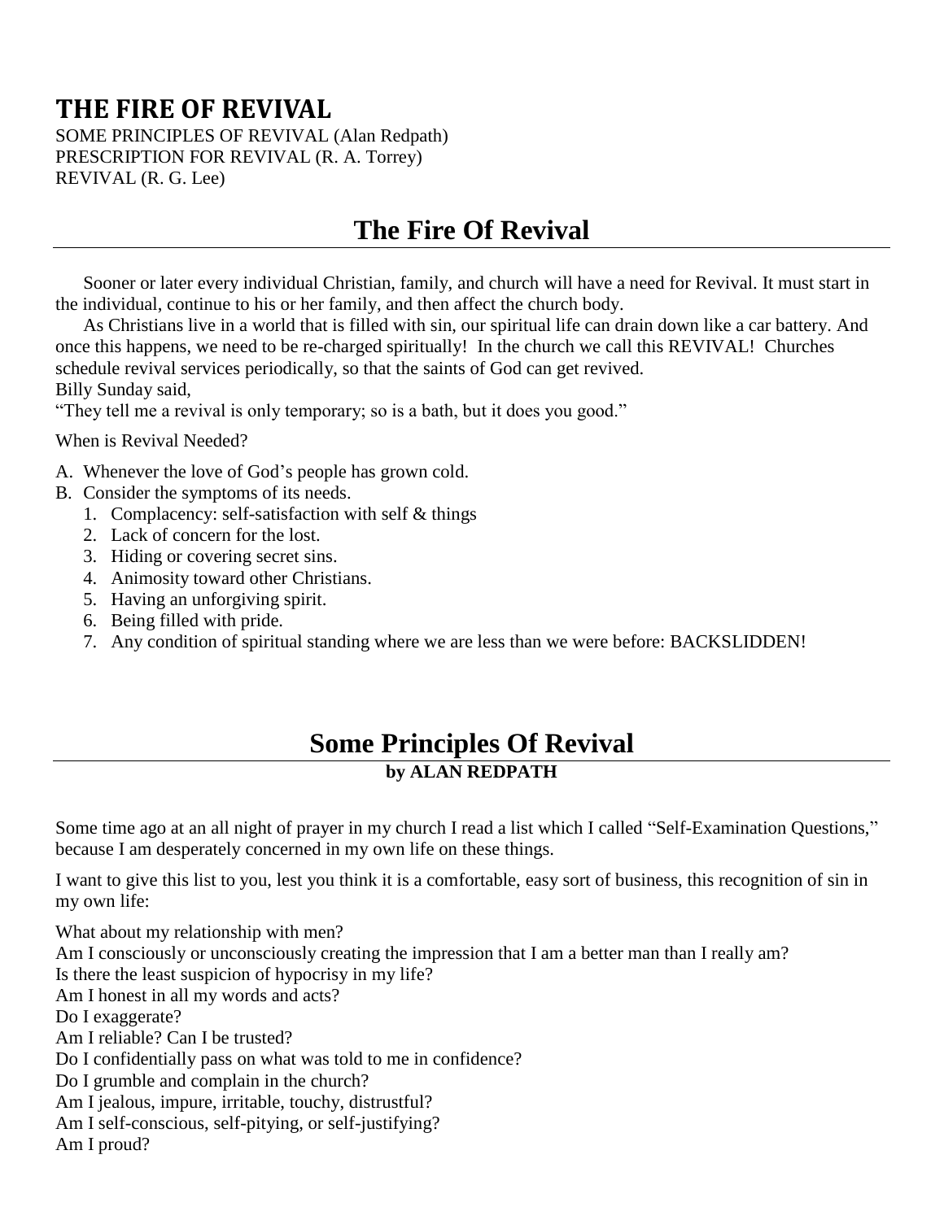# THE FIRE OF REVIVAL

SOME PRINCIPLES OF REVIVAL (Alan Redpath)
PRESCRIPTION FOR REVIVAL (R. A. Torrey)
REVIVAL (R. G. Lee)

## The Fire Of Revival

Sooner or later every individual Christian, family, and church will have a need for Revival. It must start in the individual, continue to his or her family, and then affect the church body.

As Christians live in a world that is filled with sin, our spiritual life can drain down like a car battery. And once this happens, we need to be re-charged spiritually! In the church we call this REVIVAL! Churches schedule revival services periodically, so that the saints of God can get revived.

Billy Sunday said,
"They tell me a revival is only temporary; so is a bath, but it does you good."

When is Revival Needed?

A. Whenever the love of God's people has grown cold.
B. Consider the symptoms of its needs.
   1. Complacency: self-satisfaction with self & things
   2. Lack of concern for the lost.
   3. Hiding or covering secret sins.
   4. Animosity toward other Christians.
   5. Having an unforgiving spirit.
   6. Being filled with pride.
   7. Any condition of spiritual standing where we are less than we were before: BACKSLIDDEN!

## Some Principles Of Revival

**by ALAN REDPATH**

Some time ago at an all night of prayer in my church I read a list which I called "Self-Examination Questions," because I am desperately concerned in my own life on these things.

I want to give this list to you, lest you think it is a comfortable, easy sort of business, this recognition of sin in my own life:

What about my relationship with men?
Am I consciously or unconsciously creating the impression that I am a better man than I really am?
Is there the least suspicion of hypocrisy in my life?
Am I honest in all my words and acts?
Do I exaggerate?
Am I reliable? Can I be trusted?
Do I confidentially pass on what was told to me in confidence?
Do I grumble and complain in the church?
Am I jealous, impure, irritable, touchy, distrustful?
Am I self-conscious, self-pitying, or self-justifying?
Am I proud?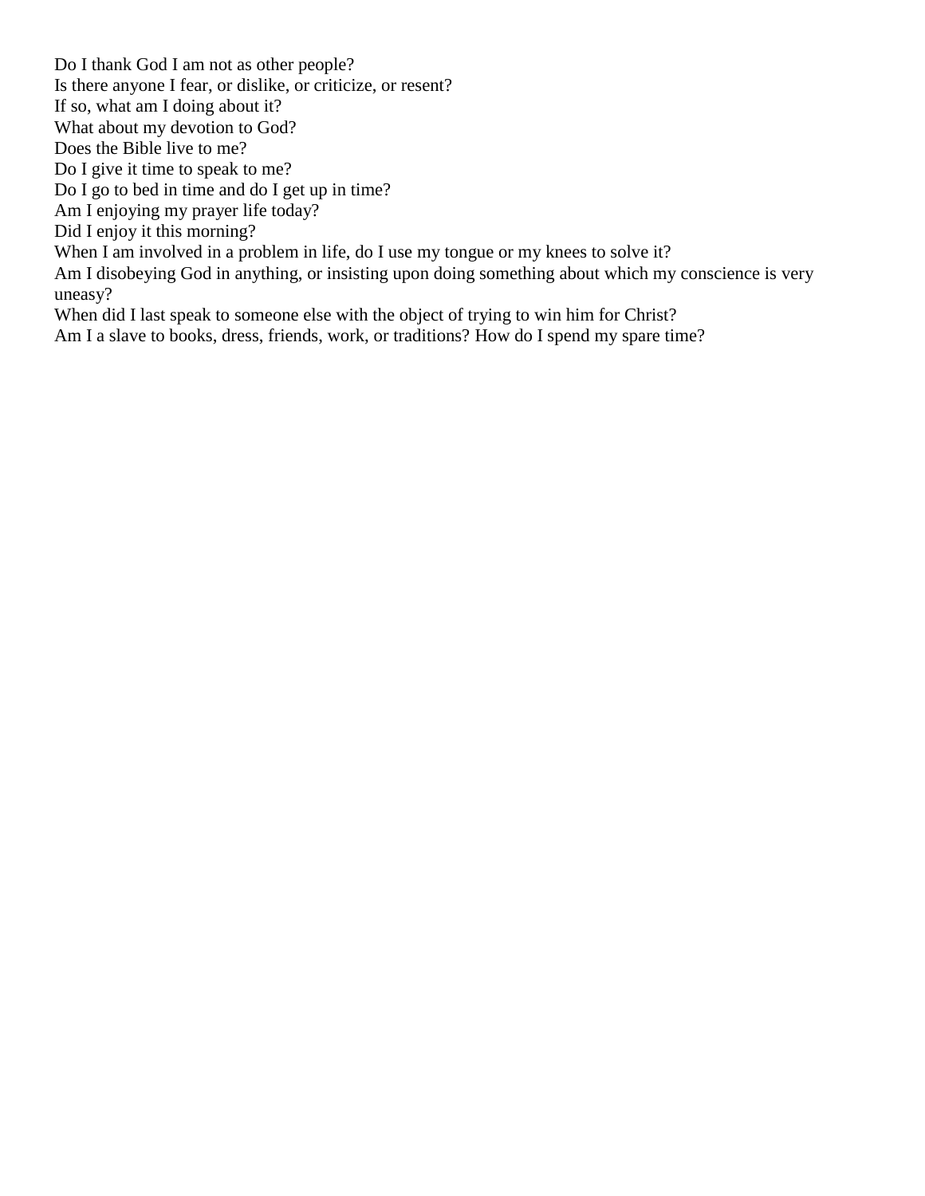Do I thank God I am not as other people?
Is there anyone I fear, or dislike, or criticize, or resent?
If so, what am I doing about it?
What about my devotion to God?
Does the Bible live to me?
Do I give it time to speak to me?
Do I go to bed in time and do I get up in time?
Am I enjoying my prayer life today?
Did I enjoy it this morning?
When I am involved in a problem in life, do I use my tongue or my knees to solve it?
Am I disobeying God in anything, or insisting upon doing something about which my conscience is very uneasy?
When did I last speak to someone else with the object of trying to win him for Christ?
Am I a slave to books, dress, friends, work, or traditions? How do I spend my spare time?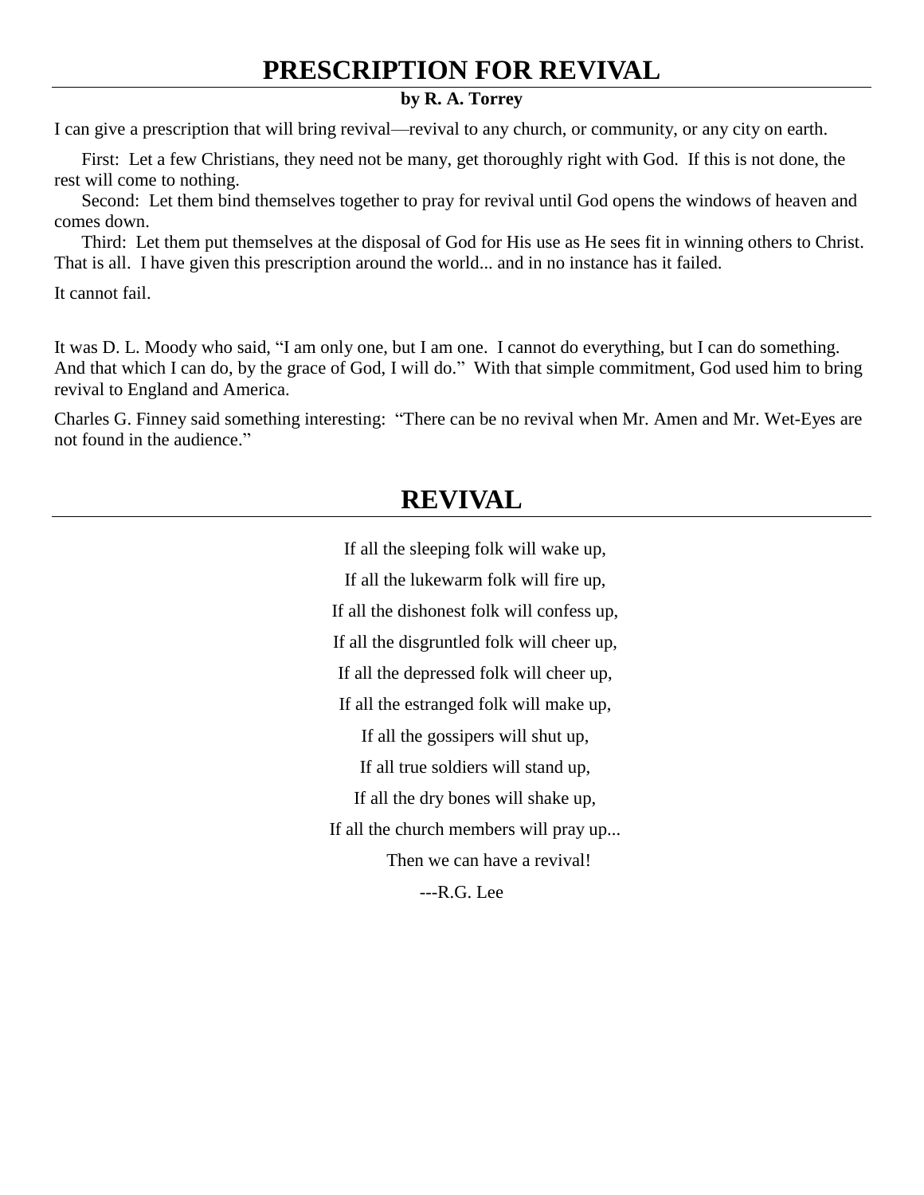# PRESCRIPTION FOR REVIVAL

**by R. A. Torrey**

I can give a prescription that will bring revival—revival to any church, or community, or any city on earth.

First: Let a few Christians, they need not be many, get thoroughly right with God. If this is not done, the rest will come to nothing.

Second: Let them bind themselves together to pray for revival until God opens the windows of heaven and comes down.

Third: Let them put themselves at the disposal of God for His use as He sees fit in winning others to Christ. That is all. I have given this prescription around the world... and in no instance has it failed.

It cannot fail.

It was D. L. Moody who said, “I am only one, but I am one. I cannot do everything, but I can do something. And that which I can do, by the grace of God, I will do.” With that simple commitment, God used him to bring revival to England and America.

Charles G. Finney said something interesting: “There can be no revival when Mr. Amen and Mr. Wet-Eyes are not found in the audience.”

# REVIVAL

If all the sleeping folk will wake up,

If all the lukewarm folk will fire up,

If all the dishonest folk will confess up,

If all the disgruntled folk will cheer up,

If all the depressed folk will cheer up,

If all the estranged folk will make up,

If all the gossipers will shut up,

If all true soldiers will stand up,

If all the dry bones will shake up,

If all the church members will pray up...

Then we can have a revival!

---R.G. Lee